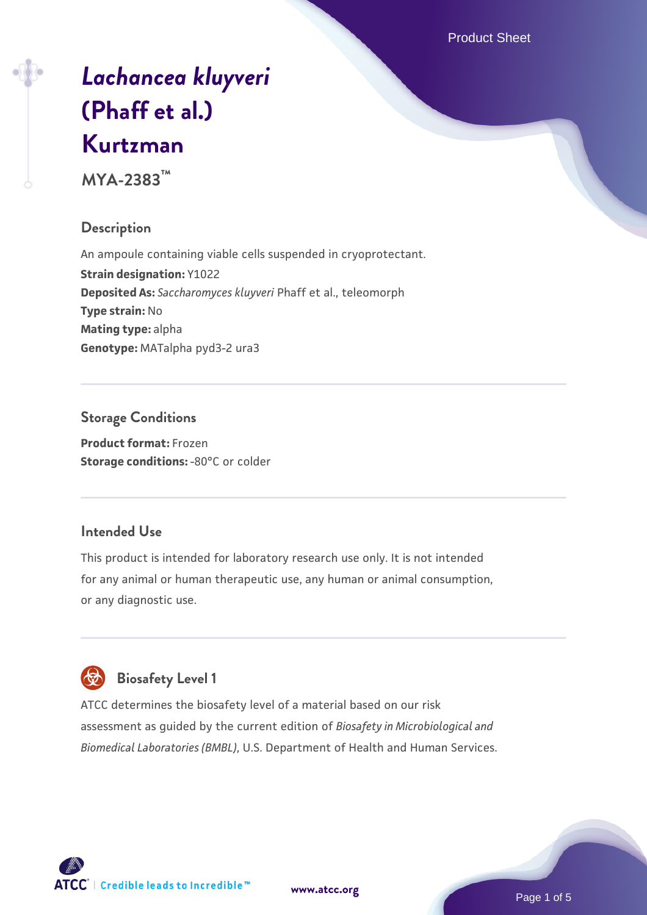# *Lachancea kluyveri* (Phaff et al.) Kurtzman

**MYA-2383™**

## Description

An ampoule containing viable cells suspended in cryoprotectant.

**Strain designation:** Y1022

**Deposited As:** *Saccharomyces kluyveri* Phaff et al., teleomorph

**Type strain:** No

**Mating type:** alpha

**Genotype:** MATalpha pyd3-2 ura3

## Storage Conditions

**Product format:** Frozen

**Storage conditions:** -80°C or colder

## Intended Use

This product is intended for laboratory research use only. It is not intended for any animal or human therapeutic use, any human or animal consumption, or any diagnostic use.

## Biosafety Level 1

ATCC determines the biosafety level of a material based on our risk assessment as guided by the current edition of *Biosafety in Microbiological and Biomedical Laboratories (BMBL)*, U.S. Department of Health and Human Services.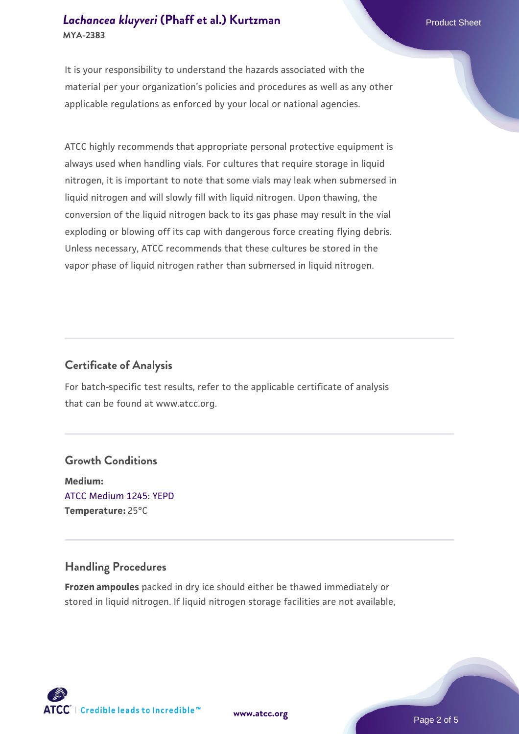It is your responsibility to understand the hazards associated with the material per your organization's policies and procedures as well as any other applicable regulations as enforced by your local or national agencies.

ATCC highly recommends that appropriate personal protective equipment is always used when handling vials. For cultures that require storage in liquid nitrogen, it is important to note that some vials may leak when submersed in liquid nitrogen and will slowly fill with liquid nitrogen. Upon thawing, the conversion of the liquid nitrogen back to its gas phase may result in the vial exploding or blowing off its cap with dangerous force creating flying debris. Unless necessary, ATCC recommends that these cultures be stored in the vapor phase of liquid nitrogen rather than submersed in liquid nitrogen.

## Certificate of Analysis

For batch-specific test results, refer to the applicable certificate of analysis that can be found at www.atcc.org.

## Growth Conditions

**Medium:**
ATCC Medium 1245: YEPD
**Temperature:** 25°C

## Handling Procedures

**Frozen ampoules** packed in dry ice should either be thawed immediately or stored in liquid nitrogen. If liquid nitrogen storage facilities are not available,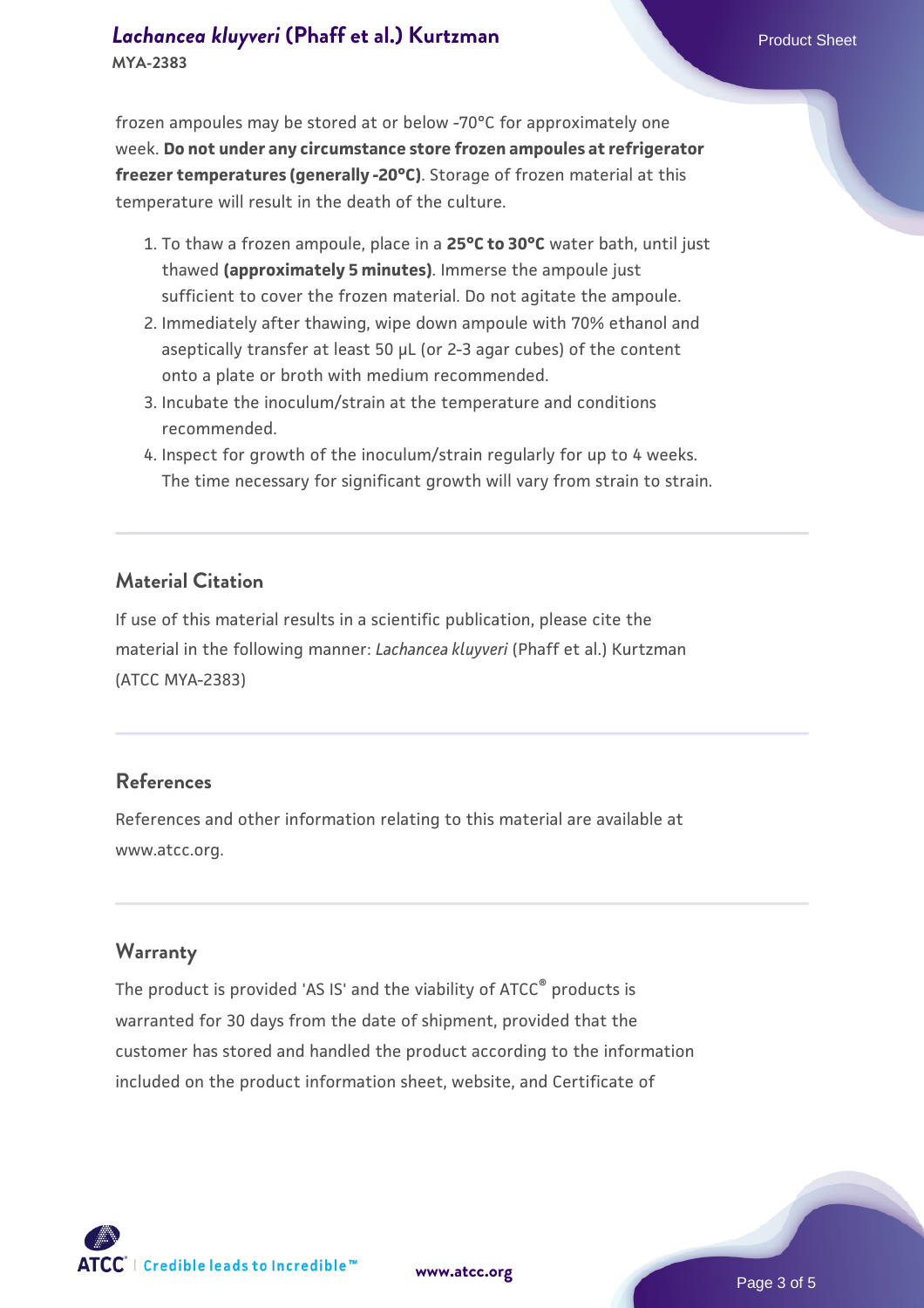frozen ampoules may be stored at or below -70°C for approximately one week. **Do not under any circumstance store frozen ampoules at refrigerator freezer temperatures (generally -20°C)**. Storage of frozen material at this temperature will result in the death of the culture.

1. To thaw a frozen ampoule, place in a **25°C to 30°C** water bath, until just thawed **(approximately 5 minutes)**. Immerse the ampoule just sufficient to cover the frozen material. Do not agitate the ampoule.
2. Immediately after thawing, wipe down ampoule with 70% ethanol and aseptically transfer at least 50 µL (or 2-3 agar cubes) of the content onto a plate or broth with medium recommended.
3. Incubate the inoculum/strain at the temperature and conditions recommended.
4. Inspect for growth of the inoculum/strain regularly for up to 4 weeks. The time necessary for significant growth will vary from strain to strain.

## Material Citation

If use of this material results in a scientific publication, please cite the material in the following manner: *Lachancea kluyveri* (Phaff et al.) Kurtzman (ATCC MYA-2383)

## References

References and other information relating to this material are available at www.atcc.org.

## Warranty

The product is provided 'AS IS' and the viability of ATCC® products is warranted for 30 days from the date of shipment, provided that the customer has stored and handled the product according to the information included on the product information sheet, website, and Certificate of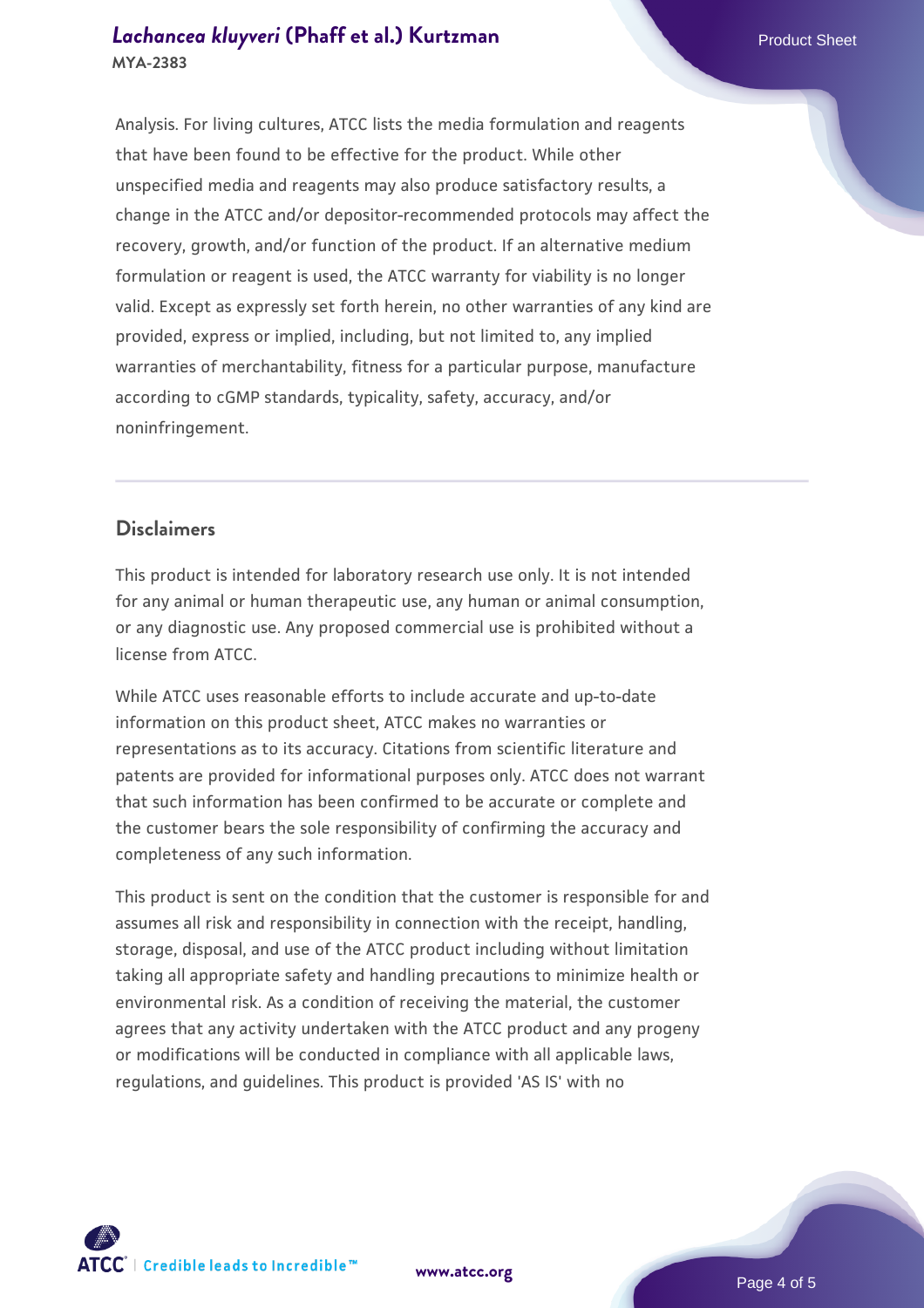Analysis. For living cultures, ATCC lists the media formulation and reagents that have been found to be effective for the product. While other unspecified media and reagents may also produce satisfactory results, a change in the ATCC and/or depositor-recommended protocols may affect the recovery, growth, and/or function of the product. If an alternative medium formulation or reagent is used, the ATCC warranty for viability is no longer valid. Except as expressly set forth herein, no other warranties of any kind are provided, express or implied, including, but not limited to, any implied warranties of merchantability, fitness for a particular purpose, manufacture according to cGMP standards, typicality, safety, accuracy, and/or noninfringement.

## Disclaimers

This product is intended for laboratory research use only. It is not intended for any animal or human therapeutic use, any human or animal consumption, or any diagnostic use. Any proposed commercial use is prohibited without a license from ATCC.

While ATCC uses reasonable efforts to include accurate and up-to-date information on this product sheet, ATCC makes no warranties or representations as to its accuracy. Citations from scientific literature and patents are provided for informational purposes only. ATCC does not warrant that such information has been confirmed to be accurate or complete and the customer bears the sole responsibility of confirming the accuracy and completeness of any such information.

This product is sent on the condition that the customer is responsible for and assumes all risk and responsibility in connection with the receipt, handling, storage, disposal, and use of the ATCC product including without limitation taking all appropriate safety and handling precautions to minimize health or environmental risk. As a condition of receiving the material, the customer agrees that any activity undertaken with the ATCC product and any progeny or modifications will be conducted in compliance with all applicable laws, regulations, and guidelines. This product is provided 'AS IS' with no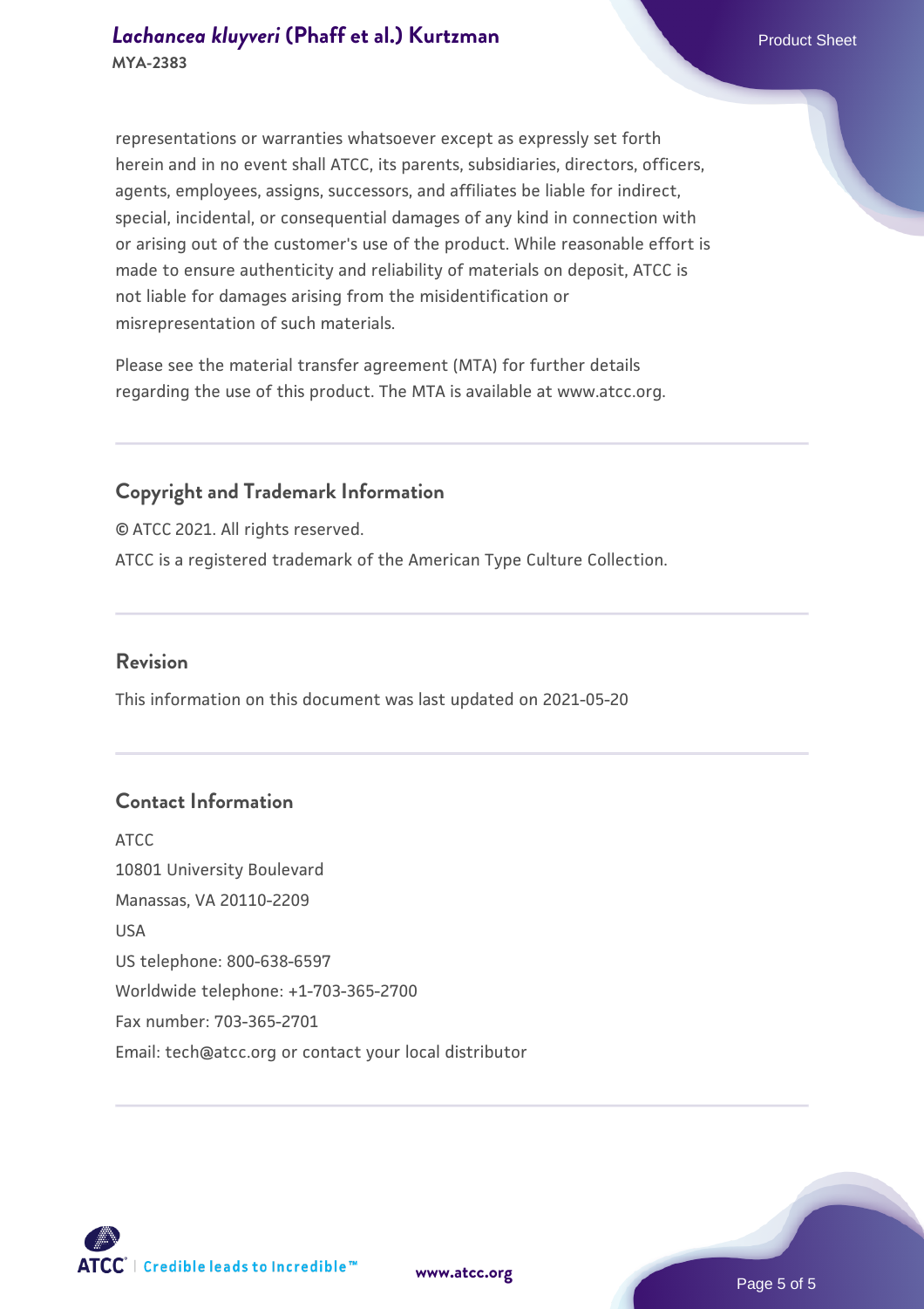representations or warranties whatsoever except as expressly set forth herein and in no event shall ATCC, its parents, subsidiaries, directors, officers, agents, employees, assigns, successors, and affiliates be liable for indirect, special, incidental, or consequential damages of any kind in connection with or arising out of the customer's use of the product. While reasonable effort is made to ensure authenticity and reliability of materials on deposit, ATCC is not liable for damages arising from the misidentification or misrepresentation of such materials.

Please see the material transfer agreement (MTA) for further details regarding the use of this product. The MTA is available at www.atcc.org.

## Copyright and Trademark Information

© ATCC 2021. All rights reserved.

ATCC is a registered trademark of the American Type Culture Collection.

## Revision

This information on this document was last updated on 2021-05-20

## Contact Information

ATCC
10801 University Boulevard
Manassas, VA 20110-2209
USA
US telephone: 800-638-6597
Worldwide telephone: +1-703-365-2700
Fax number: 703-365-2701
Email: tech@atcc.org or contact your local distributor